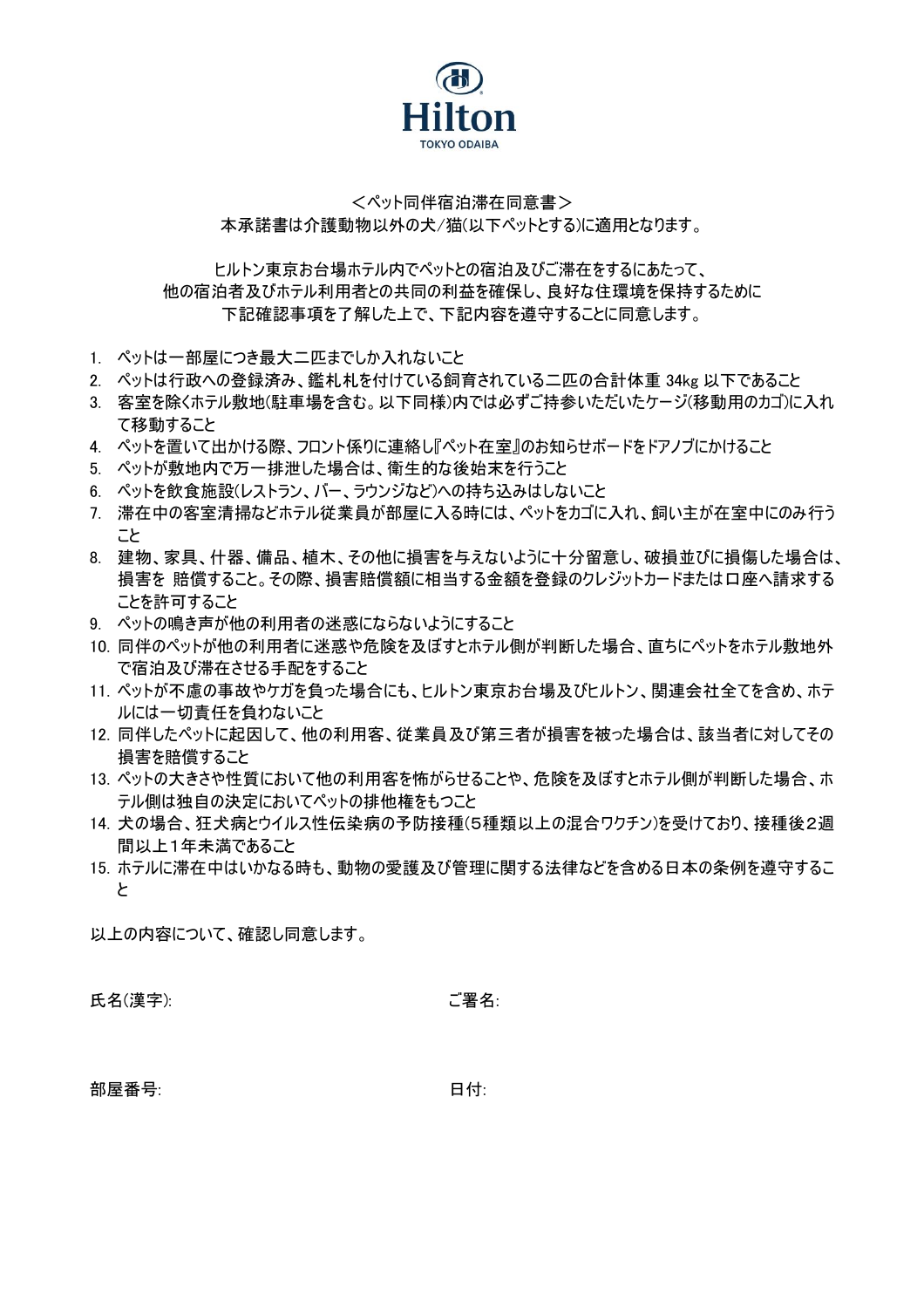Hilton

TOKYO ODAIBA

# ＜ペット同伴宿泊滞在同意書＞

本承諾書は介護動物以外の犬/猫(以下ペットとする)に適用となります。

ヒルトン東京お台場ホテル内でペットとの宿泊及びご滞在をするにあたって、
他の宿泊者及びホテル利用者との共同の利益を確保し、良好な住環境を保持するために
下記確認事項を了解した上で、下記内容を遵守することに同意します。

1. ペットは一部屋につき最大二匹までしか入れないこと
2. ペットは行政への登録済み、鑑札札を付けている飼育されている二匹の合計体重 34kg 以下であること
3. 客室を除くホテル敷地(駐車場を含む。以下同様)内では必ずご持参いただいたケージ(移動用のカゴ)に入れて移動すること
4. ペットを置いて出かける際、フロント係りに連絡し『ペット在室』のお知らせボードをドアノブにかけること
5. ペットが敷地内で万一排泄した場合は、衛生的な後始末を行うこと
6. ペットを飲食施設(レストラン、バー、ラウンジなど)への持ち込みはしないこと
7. 滞在中の客室清掃などホテル従業員が部屋に入る時には、ペットをカゴに入れ、飼い主が在室中にのみ行うこと
8. 建物、家具、什器、備品、植木、その他に損害を与えないように十分留意し、破損並びに損傷した場合は、損害を 賠償すること。その際、損害賠償額に相当する金額を登録のクレジットカードまたは口座へ請求することを許可すること
9. ペットの鳴き声が他の利用者の迷惑にならないようにすること
10. 同伴のペットが他の利用者に迷惑や危険を及ぼすとホテル側が判断した場合、直ちにペットをホテル敷地外で宿泊及び滞在させる手配をすること
11. ペットが不慮の事故やケガを負った場合にも、ヒルトン東京お台場及びヒルトン、関連会社全てを含め、ホテルには一切責任を負わないこと
12. 同伴したペットに起因して、他の利用客、従業員及び第三者が損害を被った場合は、該当者に対してその損害を賠償すること
13. ペットの大きさや性質において他の利用客を怖がらせることや、危険を及ぼすとホテル側が判断した場合、ホテル側は独自の決定においてペットの排他権をもつこと
14. 犬の場合、狂犬病とウイルス性伝染病の予防接種(5種類以上の混合ワクチン)を受けており、接種後2週間以上1年未満であること
15. ホテルに滞在中はいかなる時も、動物の愛護及び管理に関する法律などを含める日本の条例を遵守すること

以上の内容について、確認し同意します。

氏名(漢字):

ご署名:

部屋番号:

日付: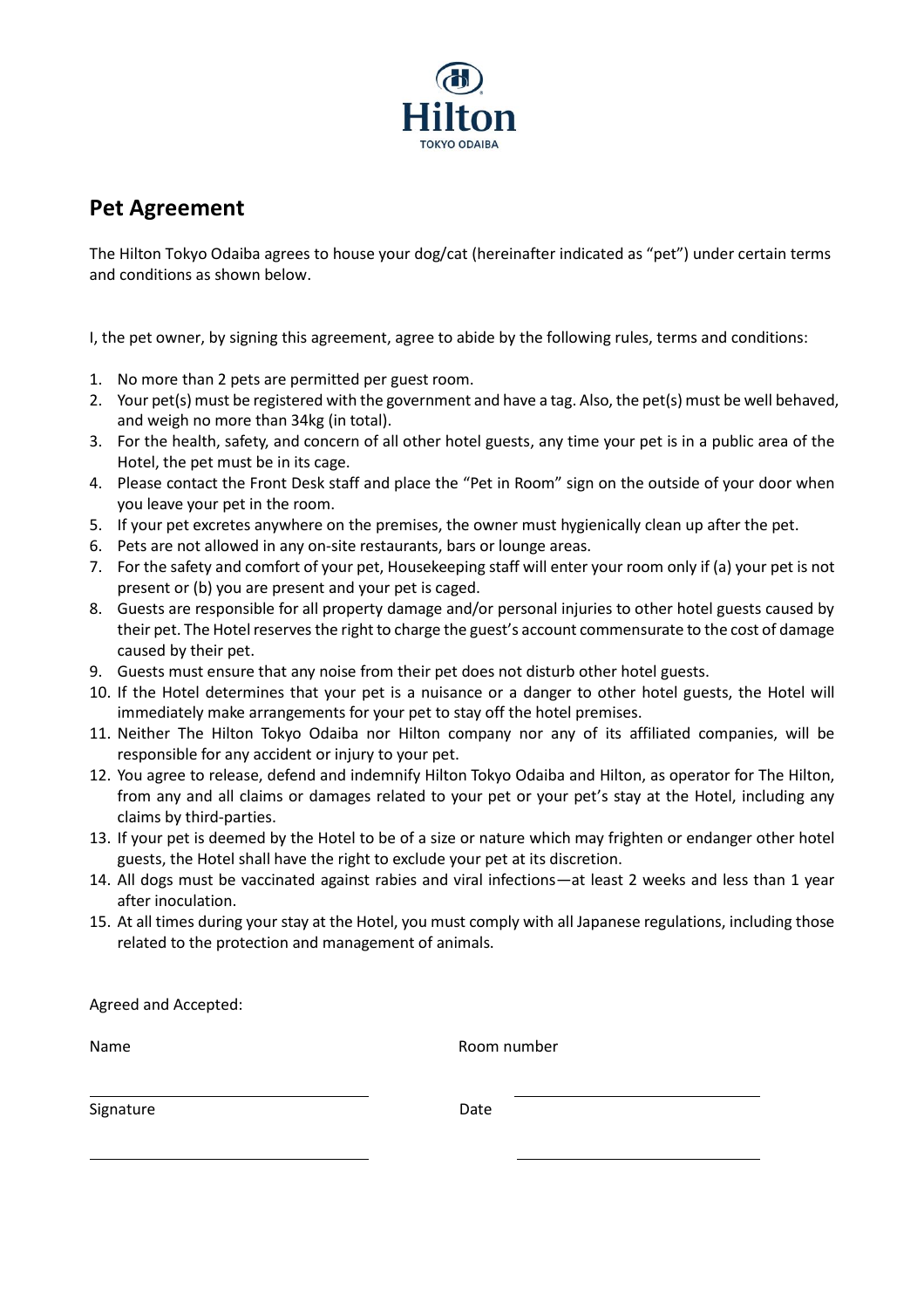Hilton

TOKYO ODAIBA

## Pet Agreement

The Hilton Tokyo Odaiba agrees to house your dog/cat (hereinafter indicated as "pet") under certain terms and conditions as shown below.

I, the pet owner, by signing this agreement, agree to abide by the following rules, terms and conditions:

1. No more than 2 pets are permitted per guest room.
2. Your pet(s) must be registered with the government and have a tag. Also, the pet(s) must be well behaved, and weigh no more than 34kg (in total).
3. For the health, safety, and concern of all other hotel guests, any time your pet is in a public area of the Hotel, the pet must be in its cage.
4. Please contact the Front Desk staff and place the "Pet in Room" sign on the outside of your door when you leave your pet in the room.
5. If your pet excretes anywhere on the premises, the owner must hygienically clean up after the pet.
6. Pets are not allowed in any on-site restaurants, bars or lounge areas.
7. For the safety and comfort of your pet, Housekeeping staff will enter your room only if (a) your pet is not present or (b) you are present and your pet is caged.
8. Guests are responsible for all property damage and/or personal injuries to other hotel guests caused by their pet. The Hotel reserves the right to charge the guest's account commensurate to the cost of damage caused by their pet.
9. Guests must ensure that any noise from their pet does not disturb other hotel guests.
10. If the Hotel determines that your pet is a nuisance or a danger to other hotel guests, the Hotel will immediately make arrangements for your pet to stay off the hotel premises.
11. Neither The Hilton Tokyo Odaiba nor Hilton company nor any of its affiliated companies, will be responsible for any accident or injury to your pet.
12. You agree to release, defend and indemnify Hilton Tokyo Odaiba and Hilton, as operator for The Hilton, from any and all claims or damages related to your pet or your pet's stay at the Hotel, including any claims by third-parties.
13. If your pet is deemed by the Hotel to be of a size or nature which may frighten or endanger other hotel guests, the Hotel shall have the right to exclude your pet at its discretion.
14. All dogs must be vaccinated against rabies and viral infections—at least 2 weeks and less than 1 year after inoculation.
15. At all times during your stay at the Hotel, you must comply with all Japanese regulations, including those related to the protection and management of animals.

Agreed and Accepted:

Name ______________________________ Room number ______________________________

Signature ______________________________ Date ______________________________